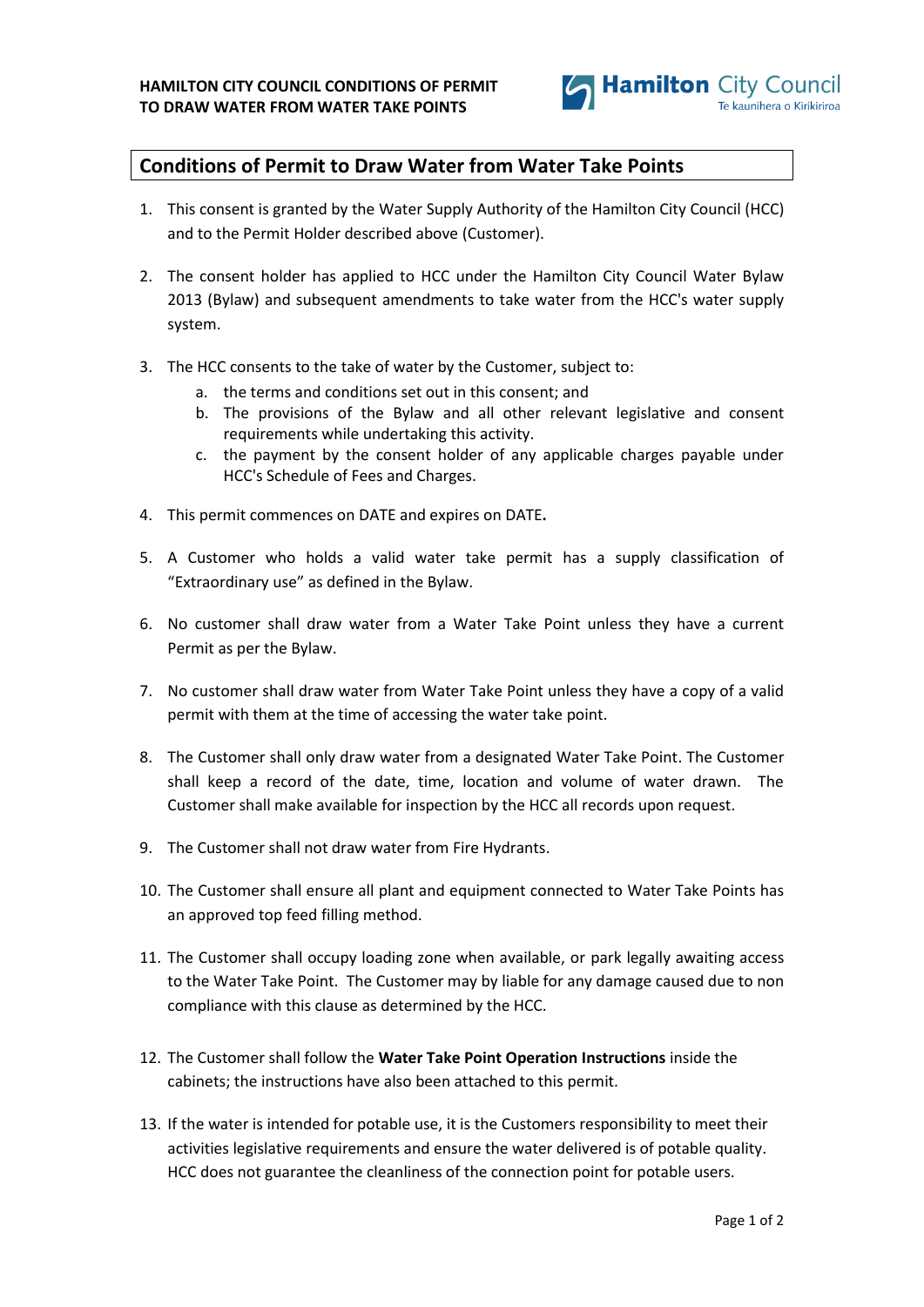# HAMILTON CITY COUNCIL CONDITIONS OF PERMIT TO DRAW WATER FROM WATER TAKE POINTS

## Conditions of Permit to Draw Water from Water Take Points

1. This consent is granted by the Water Supply Authority of the Hamilton City Council (HCC) and to the Permit Holder described above (Customer).

2. The consent holder has applied to HCC under the Hamilton City Council Water Bylaw 2013 (Bylaw) and subsequent amendments to take water from the HCC's water supply system.

3. The HCC consents to the take of water by the Customer, subject to:
   a. the terms and conditions set out in this consent; and
   b. The provisions of the Bylaw and all other relevant legislative and consent requirements while undertaking this activity.
   c. the payment by the consent holder of any applicable charges payable under HCC's Schedule of Fees and Charges.

4. This permit commences on DATE and expires on DATE**.**

5. A Customer who holds a valid water take permit has a supply classification of "Extraordinary use" as defined in the Bylaw.

6. No customer shall draw water from a Water Take Point unless they have a current Permit as per the Bylaw.

7. No customer shall draw water from Water Take Point unless they have a copy of a valid permit with them at the time of accessing the water take point.

8. The Customer shall only draw water from a designated Water Take Point. The Customer shall keep a record of the date, time, location and volume of water drawn. The Customer shall make available for inspection by the HCC all records upon request.

9. The Customer shall not draw water from Fire Hydrants.

10. The Customer shall ensure all plant and equipment connected to Water Take Points has an approved top feed filling method.

11. The Customer shall occupy loading zone when available, or park legally awaiting access to the Water Take Point. The Customer may by liable for any damage caused due to non compliance with this clause as determined by the HCC.

12. The Customer shall follow the **Water Take Point Operation Instructions** inside the cabinets; the instructions have also been attached to this permit.

13. If the water is intended for potable use, it is the Customers responsibility to meet their activities legislative requirements and ensure the water delivered is of potable quality. HCC does not guarantee the cleanliness of the connection point for potable users.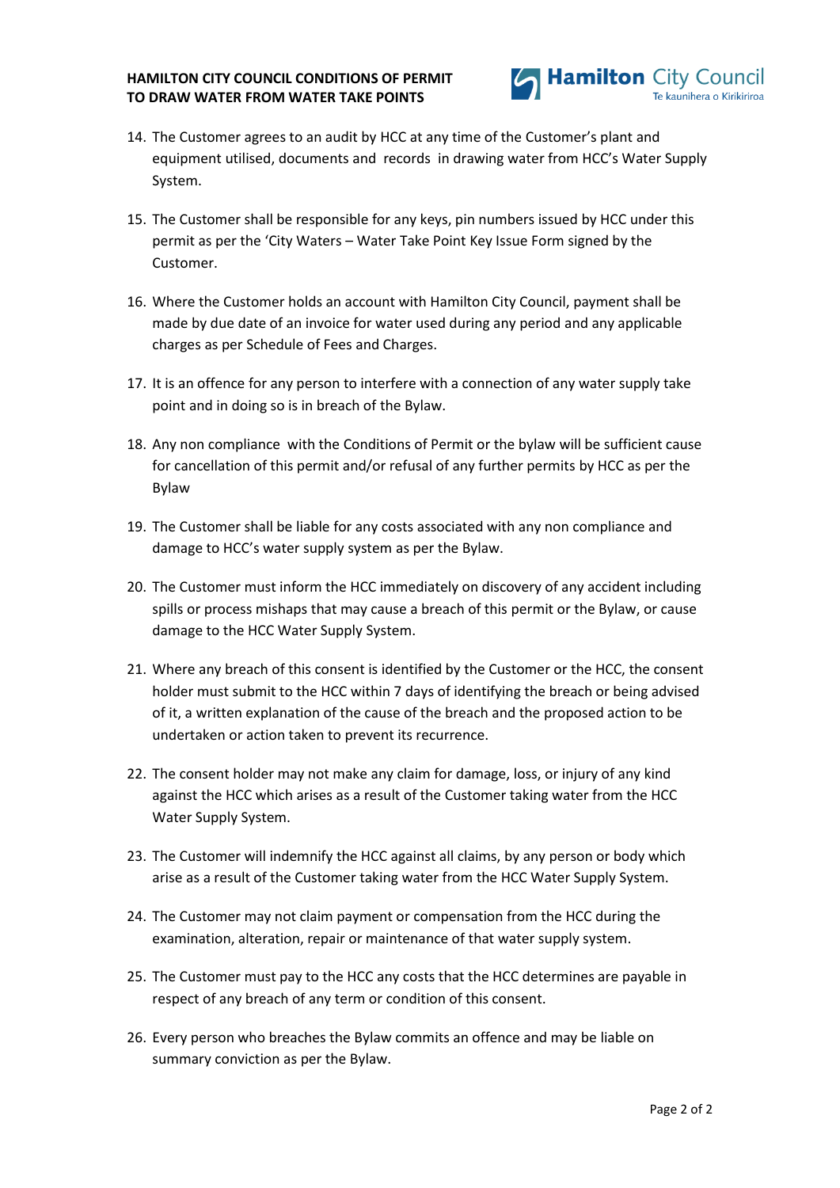14. The Customer agrees to an audit by HCC at any time of the Customer's plant and equipment utilised, documents and records in drawing water from HCC's Water Supply System.

15. The Customer shall be responsible for any keys, pin numbers issued by HCC under this permit as per the 'City Waters – Water Take Point Key Issue Form signed by the Customer.

16. Where the Customer holds an account with Hamilton City Council, payment shall be made by due date of an invoice for water used during any period and any applicable charges as per Schedule of Fees and Charges.

17. It is an offence for any person to interfere with a connection of any water supply take point and in doing so is in breach of the Bylaw.

18. Any non compliance with the Conditions of Permit or the bylaw will be sufficient cause for cancellation of this permit and/or refusal of any further permits by HCC as per the Bylaw

19. The Customer shall be liable for any costs associated with any non compliance and damage to HCC's water supply system as per the Bylaw.

20. The Customer must inform the HCC immediately on discovery of any accident including spills or process mishaps that may cause a breach of this permit or the Bylaw, or cause damage to the HCC Water Supply System.

21. Where any breach of this consent is identified by the Customer or the HCC, the consent holder must submit to the HCC within 7 days of identifying the breach or being advised of it, a written explanation of the cause of the breach and the proposed action to be undertaken or action taken to prevent its recurrence.

22. The consent holder may not make any claim for damage, loss, or injury of any kind against the HCC which arises as a result of the Customer taking water from the HCC Water Supply System.

23. The Customer will indemnify the HCC against all claims, by any person or body which arise as a result of the Customer taking water from the HCC Water Supply System.

24. The Customer may not claim payment or compensation from the HCC during the examination, alteration, repair or maintenance of that water supply system.

25. The Customer must pay to the HCC any costs that the HCC determines are payable in respect of any breach of any term or condition of this consent.

26. Every person who breaches the Bylaw commits an offence and may be liable on summary conviction as per the Bylaw.